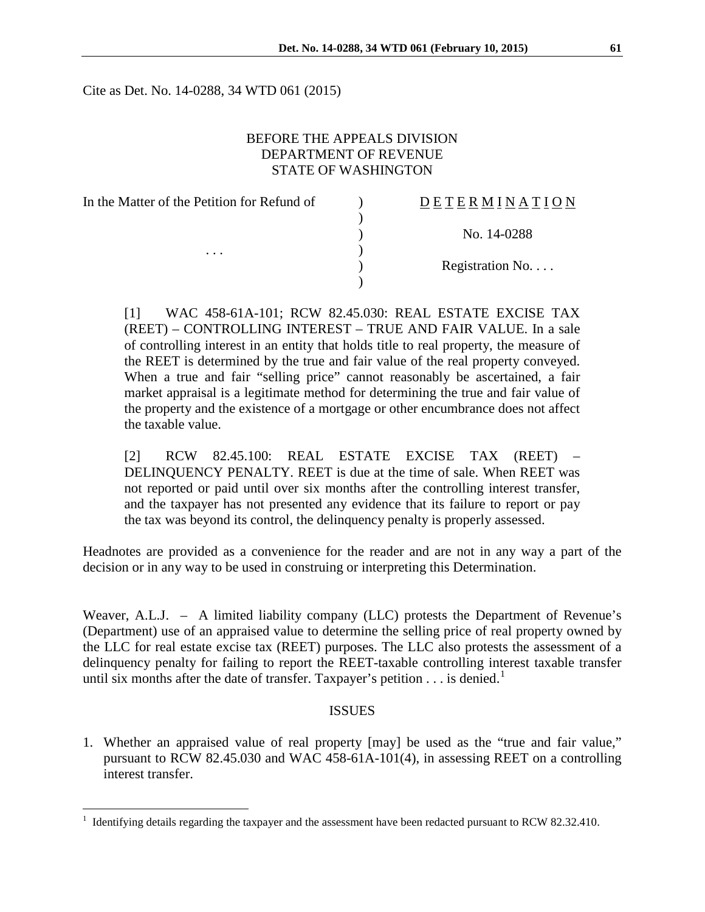Cite as Det. No. 14-0288, 34 WTD 061 (2015)

BEFORE THE APPEALS DIVISION
DEPARTMENT OF REVENUE
STATE OF WASHINGTON

| | | |
|---|---|---|
| In the Matter of the Petition for Refund of | ) | D E T E R M I N A T I O N |
| | ) | |
| | ) | No. 14-0288 |
| . . . | ) | |
| | ) | Registration No. . . . |
| | ) | |

[1] WAC 458-61A-101; RCW 82.45.030: REAL ESTATE EXCISE TAX (REET) – CONTROLLING INTEREST – TRUE AND FAIR VALUE. In a sale of controlling interest in an entity that holds title to real property, the measure of the REET is determined by the true and fair value of the real property conveyed. When a true and fair "selling price" cannot reasonably be ascertained, a fair market appraisal is a legitimate method for determining the true and fair value of the property and the existence of a mortgage or other encumbrance does not affect the taxable value.

[2] RCW 82.45.100: REAL ESTATE EXCISE TAX (REET) – DELINQUENCY PENALTY. REET is due at the time of sale. When REET was not reported or paid until over six months after the controlling interest transfer, and the taxpayer has not presented any evidence that its failure to report or pay the tax was beyond its control, the delinquency penalty is properly assessed.

Headnotes are provided as a convenience for the reader and are not in any way a part of the decision or in any way to be used in construing or interpreting this Determination.

Weaver, A.L.J. – A limited liability company (LLC) protests the Department of Revenue's (Department) use of an appraised value to determine the selling price of real property owned by the LLC for real estate excise tax (REET) purposes. The LLC also protests the assessment of a delinquency penalty for failing to report the REET-taxable controlling interest taxable transfer until six months after the date of transfer. Taxpayer's petition . . . is denied.[1]

## ISSUES

1. Whether an appraised value of real property [may] be used as the "true and fair value," pursuant to RCW 82.45.030 and WAC 458-61A-101(4), in assessing REET on a controlling interest transfer.

[1] Identifying details regarding the taxpayer and the assessment have been redacted pursuant to RCW 82.32.410.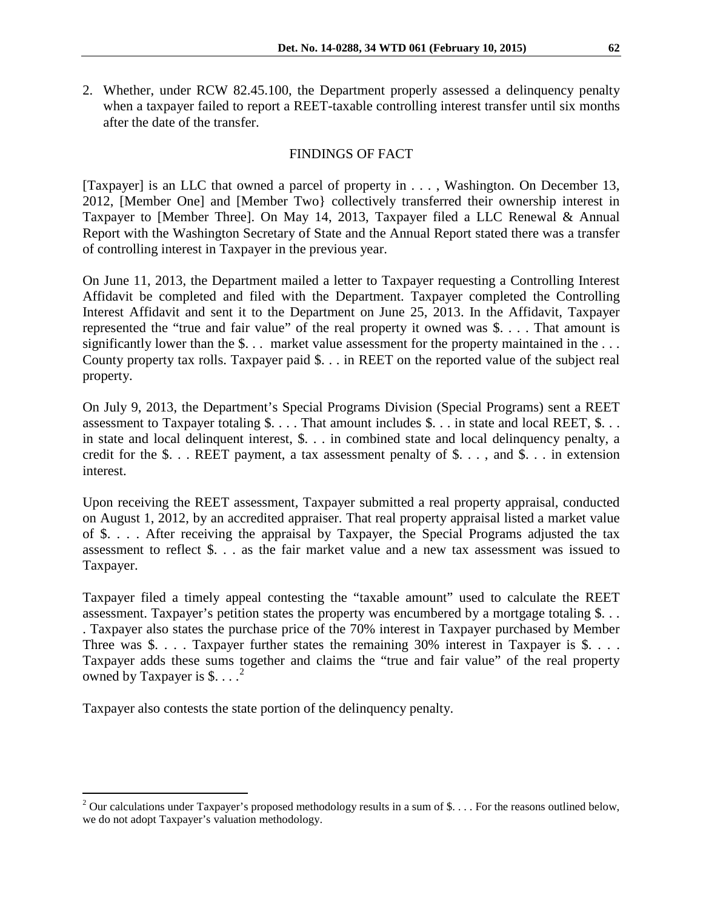2. Whether, under RCW 82.45.100, the Department properly assessed a delinquency penalty when a taxpayer failed to report a REET-taxable controlling interest transfer until six months after the date of the transfer.

## FINDINGS OF FACT

[Taxpayer] is an LLC that owned a parcel of property in . . . , Washington. On December 13, 2012, [Member One] and [Member Two} collectively transferred their ownership interest in Taxpayer to [Member Three]. On May 14, 2013, Taxpayer filed a LLC Renewal & Annual Report with the Washington Secretary of State and the Annual Report stated there was a transfer of controlling interest in Taxpayer in the previous year.

On June 11, 2013, the Department mailed a letter to Taxpayer requesting a Controlling Interest Affidavit be completed and filed with the Department. Taxpayer completed the Controlling Interest Affidavit and sent it to the Department on June 25, 2013. In the Affidavit, Taxpayer represented the "true and fair value" of the real property it owned was $. . . . That amount is significantly lower than the $. . . market value assessment for the property maintained in the . . . County property tax rolls. Taxpayer paid $. . . in REET on the reported value of the subject real property.

On July 9, 2013, the Department's Special Programs Division (Special Programs) sent a REET assessment to Taxpayer totaling $. . . . That amount includes $. . . in state and local REET, $. . . in state and local delinquent interest, $. . . in combined state and local delinquency penalty, a credit for the $. . . REET payment, a tax assessment penalty of $. . . , and $. . . in extension interest.

Upon receiving the REET assessment, Taxpayer submitted a real property appraisal, conducted on August 1, 2012, by an accredited appraiser. That real property appraisal listed a market value of $. . . . After receiving the appraisal by Taxpayer, the Special Programs adjusted the tax assessment to reflect $. . . as the fair market value and a new tax assessment was issued to Taxpayer.

Taxpayer filed a timely appeal contesting the "taxable amount" used to calculate the REET assessment. Taxpayer's petition states the property was encumbered by a mortgage totaling $. . . . Taxpayer also states the purchase price of the 70% interest in Taxpayer purchased by Member Three was $. . . . Taxpayer further states the remaining 30% interest in Taxpayer is $. . . . Taxpayer adds these sums together and claims the "true and fair value" of the real property owned by Taxpayer is $. . . .[2]

Taxpayer also contests the state portion of the delinquency penalty.

---

[2] Our calculations under Taxpayer's proposed methodology results in a sum of $. . . . For the reasons outlined below, we do not adopt Taxpayer's valuation methodology.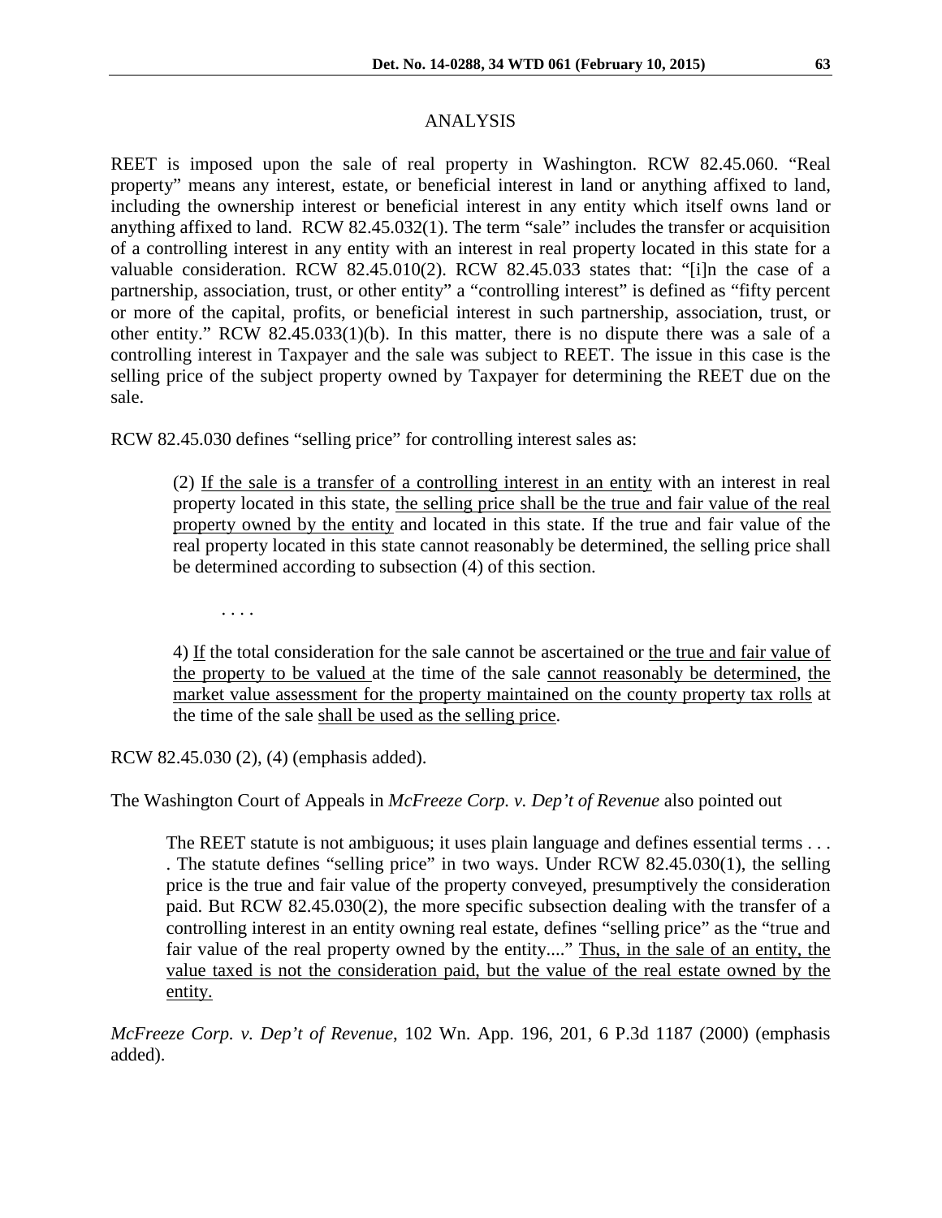## ANALYSIS

REET is imposed upon the sale of real property in Washington. RCW 82.45.060. "Real property" means any interest, estate, or beneficial interest in land or anything affixed to land, including the ownership interest or beneficial interest in any entity which itself owns land or anything affixed to land. RCW 82.45.032(1). The term "sale" includes the transfer or acquisition of a controlling interest in any entity with an interest in real property located in this state for a valuable consideration. RCW 82.45.010(2). RCW 82.45.033 states that: "[i]n the case of a partnership, association, trust, or other entity" a "controlling interest" is defined as "fifty percent or more of the capital, profits, or beneficial interest in such partnership, association, trust, or other entity." RCW 82.45.033(1)(b). In this matter, there is no dispute there was a sale of a controlling interest in Taxpayer and the sale was subject to REET. The issue in this case is the selling price of the subject property owned by Taxpayer for determining the REET due on the sale.

RCW 82.45.030 defines "selling price" for controlling interest sales as:

> (2) <u>If the sale is a transfer of a controlling interest in an entity</u> with an interest in real property located in this state, <u>the selling price shall be the true and fair value of the real property owned by the entity</u> and located in this state. If the true and fair value of the real property located in this state cannot reasonably be determined, the selling price shall be determined according to subsection (4) of this section.
>
> . . . .
>
> 4) <u>If</u> the total consideration for the sale cannot be ascertained or <u>the true and fair value of the property to be valued</u> at the time of the sale <u>cannot reasonably be determined</u>, <u>the market value assessment for the property maintained on the county property tax rolls</u> at the time of the sale <u>shall be used as the selling price</u>.

RCW 82.45.030 (2), (4) (emphasis added).

The Washington Court of Appeals in *McFreeze Corp. v. Dep't of Revenue* also pointed out

> The REET statute is not ambiguous; it uses plain language and defines essential terms . . . . The statute defines "selling price" in two ways. Under RCW 82.45.030(1), the selling price is the true and fair value of the property conveyed, presumptively the consideration paid. But RCW 82.45.030(2), the more specific subsection dealing with the transfer of a controlling interest in an entity owning real estate, defines "selling price" as the "true and fair value of the real property owned by the entity...." <u>Thus, in the sale of an entity, the value taxed is not the consideration paid, but the value of the real estate owned by the entity.</u>

*McFreeze Corp. v. Dep't of Revenue*, 102 Wn. App. 196, 201, 6 P.3d 1187 (2000) (emphasis added).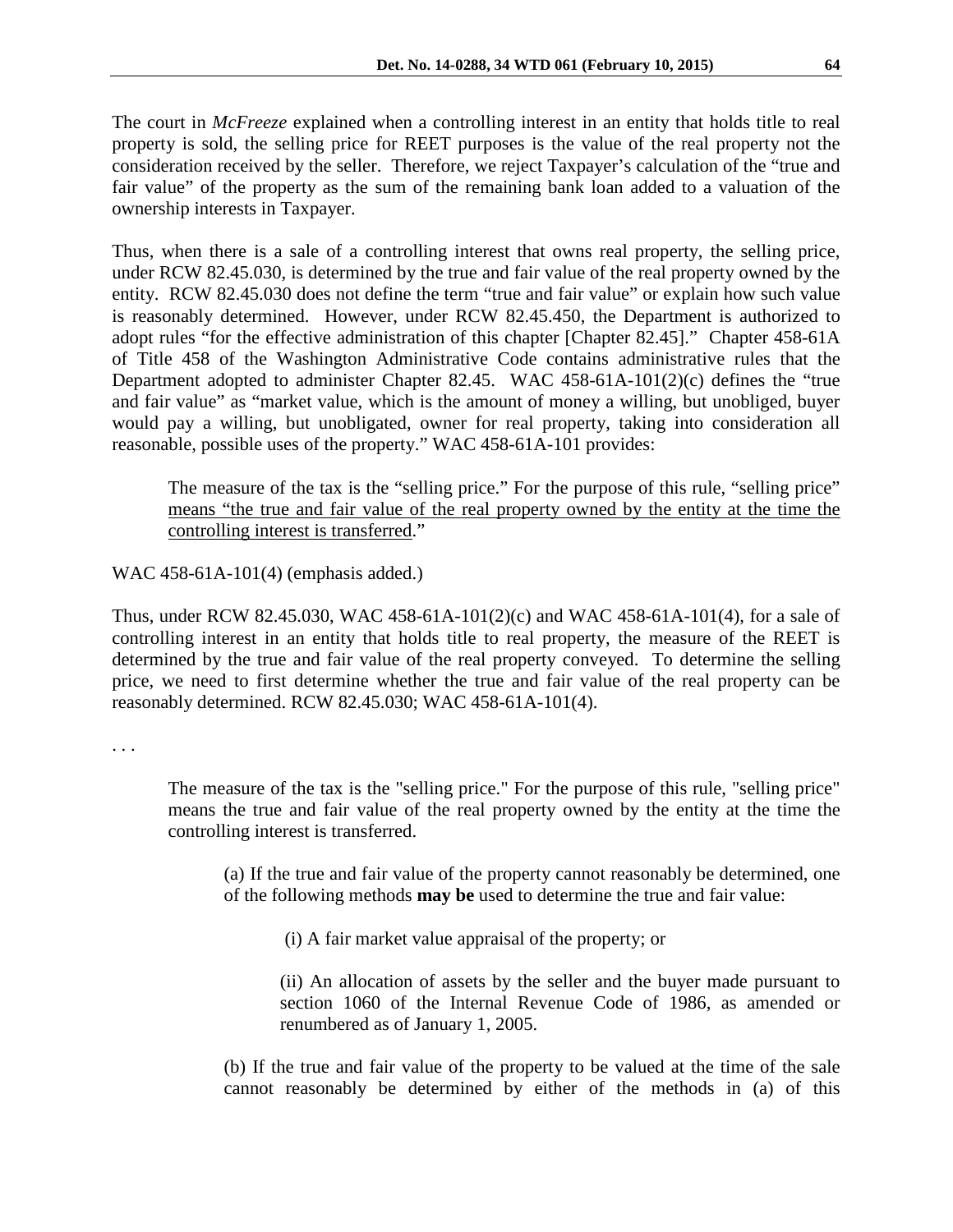The court in *McFreeze* explained when a controlling interest in an entity that holds title to real property is sold, the selling price for REET purposes is the value of the real property not the consideration received by the seller. Therefore, we reject Taxpayer's calculation of the "true and fair value" of the property as the sum of the remaining bank loan added to a valuation of the ownership interests in Taxpayer.

Thus, when there is a sale of a controlling interest that owns real property, the selling price, under RCW 82.45.030, is determined by the true and fair value of the real property owned by the entity. RCW 82.45.030 does not define the term "true and fair value" or explain how such value is reasonably determined. However, under RCW 82.45.450, the Department is authorized to adopt rules "for the effective administration of this chapter [Chapter 82.45]." Chapter 458-61A of Title 458 of the Washington Administrative Code contains administrative rules that the Department adopted to administer Chapter 82.45. WAC 458-61A-101(2)(c) defines the "true and fair value" as "market value, which is the amount of money a willing, but unobliged, buyer would pay a willing, but unobligated, owner for real property, taking into consideration all reasonable, possible uses of the property." WAC 458-61A-101 provides:

> The measure of the tax is the "selling price." For the purpose of this rule, "selling price" <u>means "the true and fair value of the real property owned by the entity at the time the controlling interest is transferred</u>."

WAC 458-61A-101(4) (emphasis added.)

Thus, under RCW 82.45.030, WAC 458-61A-101(2)(c) and WAC 458-61A-101(4), for a sale of controlling interest in an entity that holds title to real property, the measure of the REET is determined by the true and fair value of the real property conveyed. To determine the selling price, we need to first determine whether the true and fair value of the real property can be reasonably determined. RCW 82.45.030; WAC 458-61A-101(4).

. . .

> The measure of the tax is the "selling price." For the purpose of this rule, "selling price" means the true and fair value of the real property owned by the entity at the time the controlling interest is transferred.
>
> > (a) If the true and fair value of the property cannot reasonably be determined, one of the following methods **may be** used to determine the true and fair value:
> >
> > > (i) A fair market value appraisal of the property; or
> > >
> > > (ii) An allocation of assets by the seller and the buyer made pursuant to section 1060 of the Internal Revenue Code of 1986, as amended or renumbered as of January 1, 2005.
> >
> > (b) If the true and fair value of the property to be valued at the time of the sale cannot reasonably be determined by either of the methods in (a) of this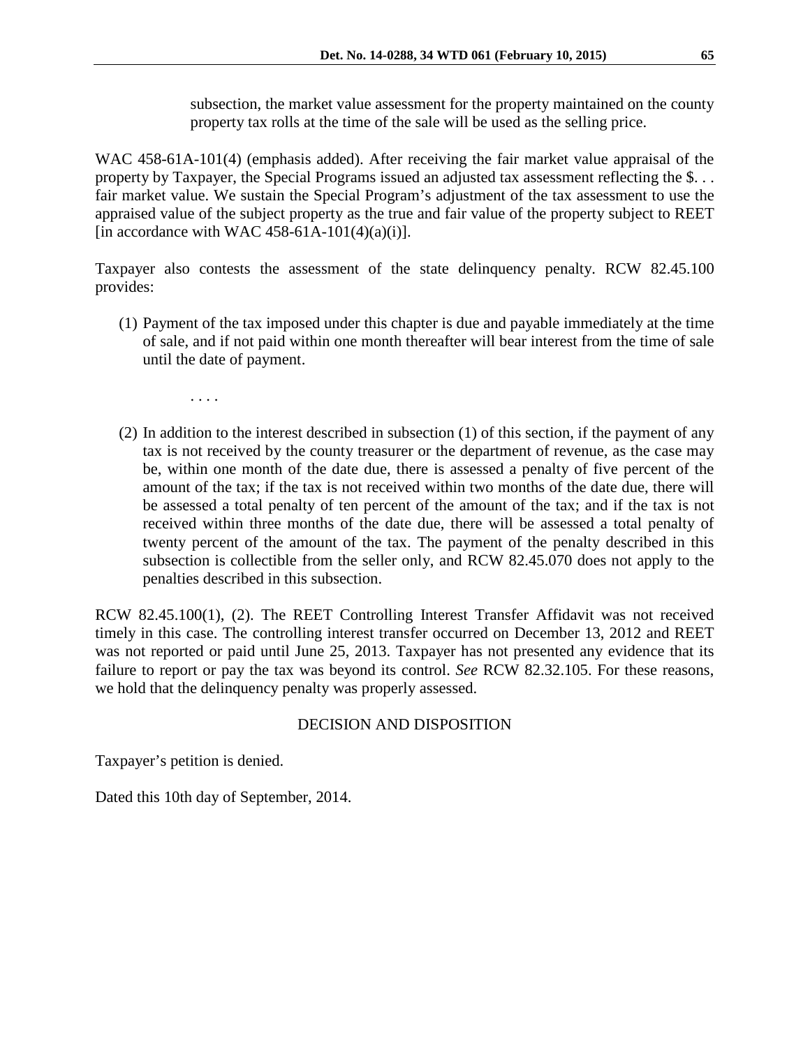subsection, the market value assessment for the property maintained on the county property tax rolls at the time of the sale will be used as the selling price.

WAC 458-61A-101(4) (emphasis added). After receiving the fair market value appraisal of the property by Taxpayer, the Special Programs issued an adjusted tax assessment reflecting the $. . . fair market value. We sustain the Special Program's adjustment of the tax assessment to use the appraised value of the subject property as the true and fair value of the property subject to REET [in accordance with WAC 458-61A-101(4)(a)(i)].

Taxpayer also contests the assessment of the state delinquency penalty. RCW 82.45.100 provides:

> (1) Payment of the tax imposed under this chapter is due and payable immediately at the time of sale, and if not paid within one month thereafter will bear interest from the time of sale until the date of payment.
>
> . . . .
>
> (2) In addition to the interest described in subsection (1) of this section, if the payment of any tax is not received by the county treasurer or the department of revenue, as the case may be, within one month of the date due, there is assessed a penalty of five percent of the amount of the tax; if the tax is not received within two months of the date due, there will be assessed a total penalty of ten percent of the amount of the tax; and if the tax is not received within three months of the date due, there will be assessed a total penalty of twenty percent of the amount of the tax. The payment of the penalty described in this subsection is collectible from the seller only, and RCW 82.45.070 does not apply to the penalties described in this subsection.

RCW 82.45.100(1), (2). The REET Controlling Interest Transfer Affidavit was not received timely in this case. The controlling interest transfer occurred on December 13, 2012 and REET was not reported or paid until June 25, 2013. Taxpayer has not presented any evidence that its failure to report or pay the tax was beyond its control. *See* RCW 82.32.105. For these reasons, we hold that the delinquency penalty was properly assessed.

## DECISION AND DISPOSITION

Taxpayer's petition is denied.

Dated this 10th day of September, 2014.